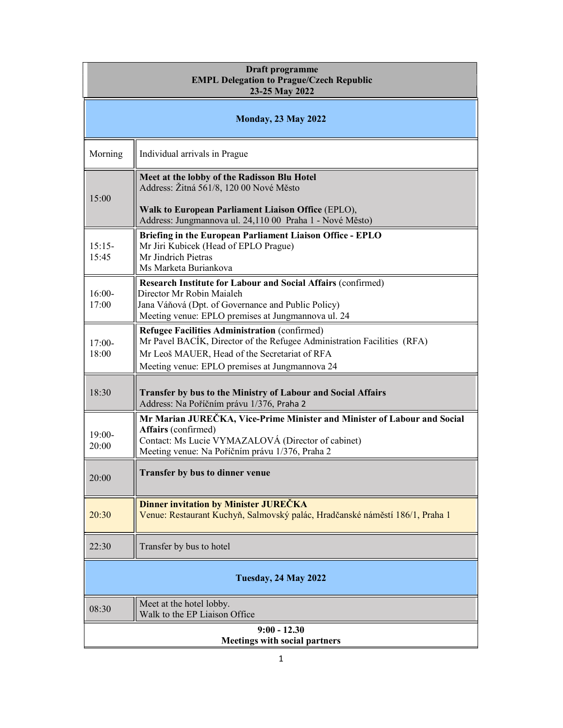**Draft programme**
**EMPL Delegation to Prague/Czech Republic**
**23-25 May 2022**

## Monday, 23 May 2022

| Time | Programme |
|---|---|
| Morning | Individual arrivals in Prague |
| 15:00 | **Meet at the lobby of the Radisson Blu Hotel**<br>Address: Žitná 561/8, 120 00 Nové Město<br><br>**Walk to European Parliament Liaison Office** (EPLO),<br>Address: Jungmannova ul. 24,110 00 Praha 1 - Nové Město) |
| 15:15-15:45 | **Briefing in the European Parliament Liaison Office - EPLO**<br>Mr Jiri Kubicek (Head of EPLO Prague)<br>Mr Jindrich Pietras<br>Ms Marketa Buriankova |
| 16:00-17:00 | **Research Institute for Labour and Social Affairs** (confirmed)<br>Director Mr Robin Maialeh<br>Jana Váňová (Dpt. of Governance and Public Policy)<br>Meeting venue: EPLO premises at Jungmannova ul. 24 |
| 17:00-18:00 | **Refugee Facilities Administration** (confirmed)<br>Mr Pavel BACÍK, Director of the Refugee Administration Facilities (RFA)<br>Mr Leoš MAUER, Head of the Secretariat of RFA<br>Meeting venue: EPLO premises at Jungmannova 24 |
| 18:30 | **Transfer by bus to the Ministry of Labour and Social Affairs**<br>Address: Na Poříčním právu 1/376, Praha 2 |
| 19:00-20:00 | **Mr Marian JUREČKA, Vice-Prime Minister and Minister of Labour and Social Affairs** (confirmed)<br>Contact: Ms Lucie VYMAZALOVÁ (Director of cabinet)<br>Meeting venue: Na Poříčním právu 1/376, Praha 2 |
| 20:00 | **Transfer by bus to dinner venue** |
| 20:30 | **Dinner invitation by Minister JUREČKA**<br>Venue: Restaurant Kuchyň, Salmovský palác, Hradčanské náměstí 186/1, Praha 1 |
| 22:30 | Transfer by bus to hotel |

## Tuesday, 24 May 2022

| Time | Programme |
|---|---|
| 08:30 | Meet at the hotel lobby.<br>Walk to the EP Liaison Office |

**9:00 - 12.30**
**Meetings with social partners**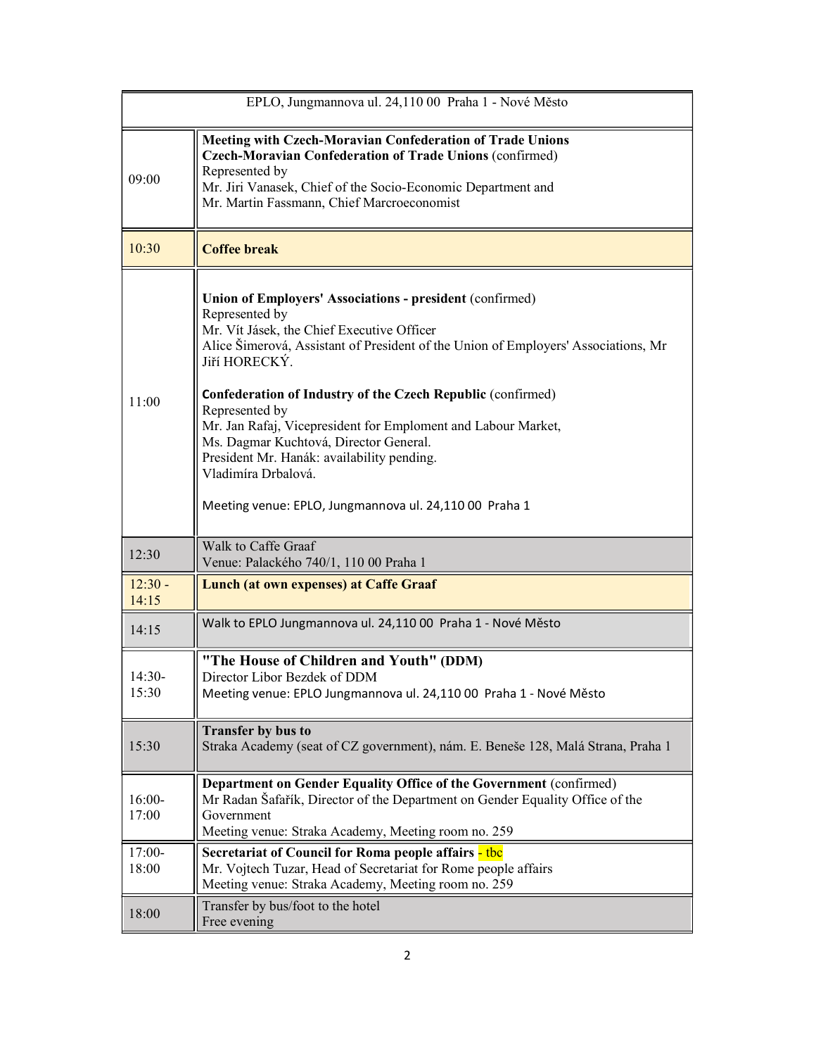| EPLO, Jungmannova ul. 24,110 00  Praha 1 - Nové Město | |
|---|---|
| 09:00 | **Meeting with Czech-Moravian Confederation of Trade Unions**<br>**Czech-Moravian Confederation of Trade Unions** (confirmed)<br>Represented by<br>Mr. Jiri Vanasek, Chief of the Socio-Economic Department and<br>Mr. Martin Fassmann, Chief Marcroeconomist |
| 10:30 | **Coffee break** |
| 11:00 | **Union of Employers' Associations - president** (confirmed)<br>Represented by<br>Mr. Vít Jásek, the Chief Executive Officer<br>Alice Šimerová, Assistant of President of the Union of Employers' Associations, Mr Jiří HORECKÝ.<br><br>**Confederation of Industry of the Czech Republic** (confirmed)<br>Represented by<br>Mr. Jan Rafaj, Vicepresident for Emploment and Labour Market,<br>Ms. Dagmar Kuchtová, Director General.<br>President Mr. Hanák: availability pending.<br>Vladimíra Drbalová.<br><br>Meeting venue: EPLO, Jungmannova ul. 24,110 00  Praha 1 |
| 12:30 | Walk to Caffe Graaf<br>Venue: Palackého 740/1, 110 00 Praha 1 |
| 12:30 - 14:15 | **Lunch (at own expenses) at Caffe Graaf** |
| 14:15 | Walk to EPLO Jungmannova ul. 24,110 00  Praha 1 - Nové Město |
| 14:30-15:30 | **"The House of Children and Youth" (DDM)**<br>Director Libor Bezdek of DDM<br>Meeting venue: EPLO Jungmannova ul. 24,110 00  Praha 1 - Nové Město |
| 15:30 | **Transfer by bus to**<br>Straka Academy (seat of CZ government), nám. E. Beneše 128, Malá Strana, Praha 1 |
| 16:00-17:00 | **Department on Gender Equality Office of the Government** (confirmed)<br>Mr Radan Šafařík, Director of the Department on Gender Equality Office of the Government<br>Meeting venue: Straka Academy, Meeting room no. 259 |
| 17:00-18:00 | **Secretariat of Council for Roma people affairs** - tbc<br>Mr. Vojtech Tuzar, Head of Secretariat for Rome people affairs<br>Meeting venue: Straka Academy, Meeting room no. 259 |
| 18:00 | Transfer by bus/foot to the hotel<br>Free evening |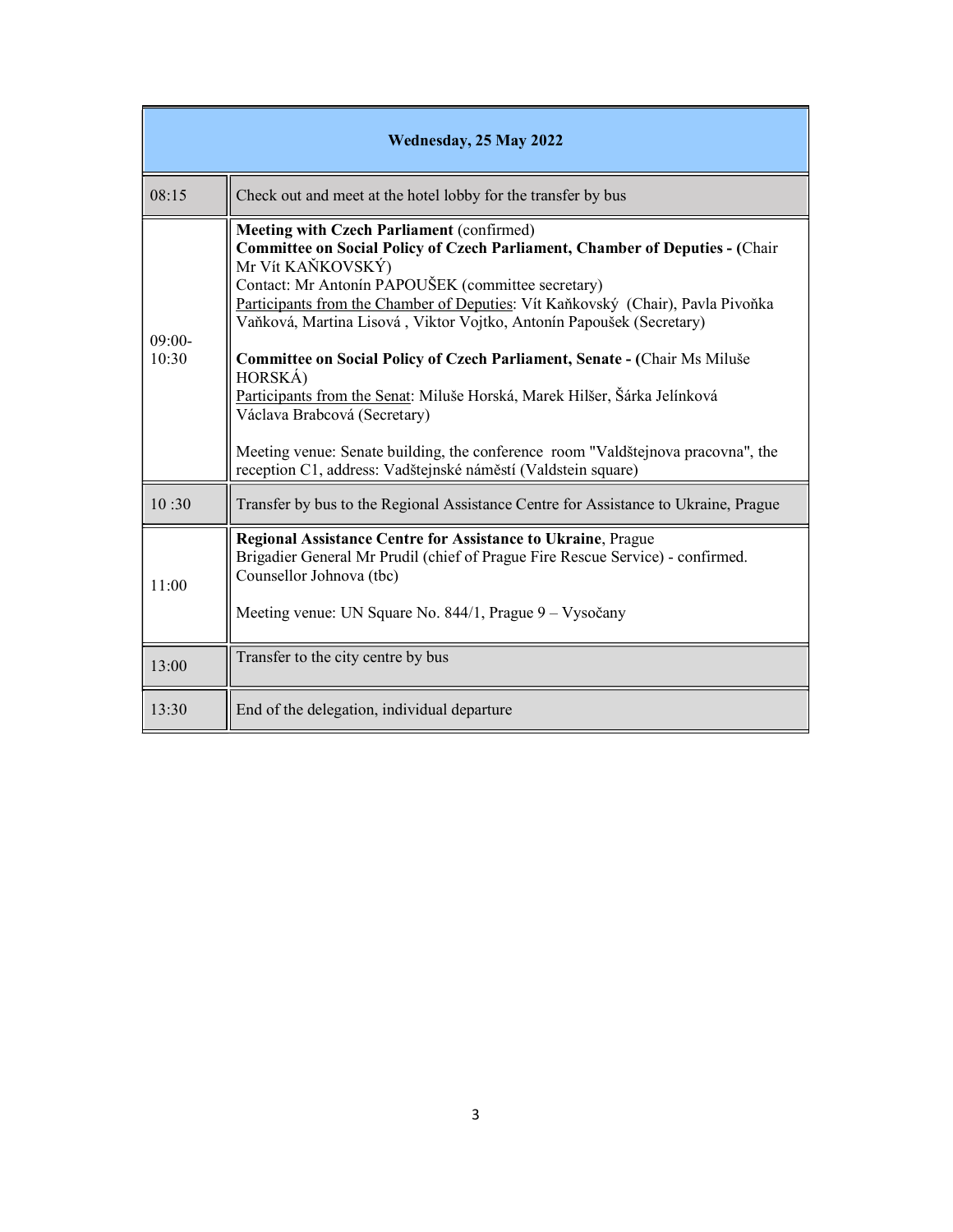| Wednesday, 25 May 2022 | |
|---|---|
| 08:15 | Check out and meet at the hotel lobby for the transfer by bus |
| 09:00-10:30 | **Meeting with Czech Parliament** (confirmed)<br>**Committee on Social Policy of Czech Parliament, Chamber of Deputies - (**Chair Mr Vít KAŇKOVSKÝ)<br>Contact: Mr Antonín PAPOUŠEK (committee secretary)<br>Participants from the Chamber of Deputies: Vít Kaňkovský (Chair), Pavla Pivoňka Vaňková, Martina Lisová , Viktor Vojtko, Antonín Papoušek (Secretary)<br><br>**Committee on Social Policy of Czech Parliament, Senate - (**Chair Ms Miluše HORSKÁ)<br>Participants from the Senat: Miluše Horská, Marek Hilšer, Šárka Jelínková Václava Brabcová (Secretary)<br><br>Meeting venue: Senate building, the conference room "Valdštejnova pracovna", the reception C1, address: Vadštejnské náměstí (Valdstein square) |
| 10 :30 | Transfer by bus to the Regional Assistance Centre for Assistance to Ukraine, Prague |
| 11:00 | **Regional Assistance Centre for Assistance to Ukraine**, Prague<br>Brigadier General Mr Prudil (chief of Prague Fire Rescue Service) - confirmed.<br>Counsellor Johnova (tbc)<br><br>Meeting venue: UN Square No. 844/1, Prague 9 – Vysočany |
| 13:00 | Transfer to the city centre by bus |
| 13:30 | End of the delegation, individual departure |